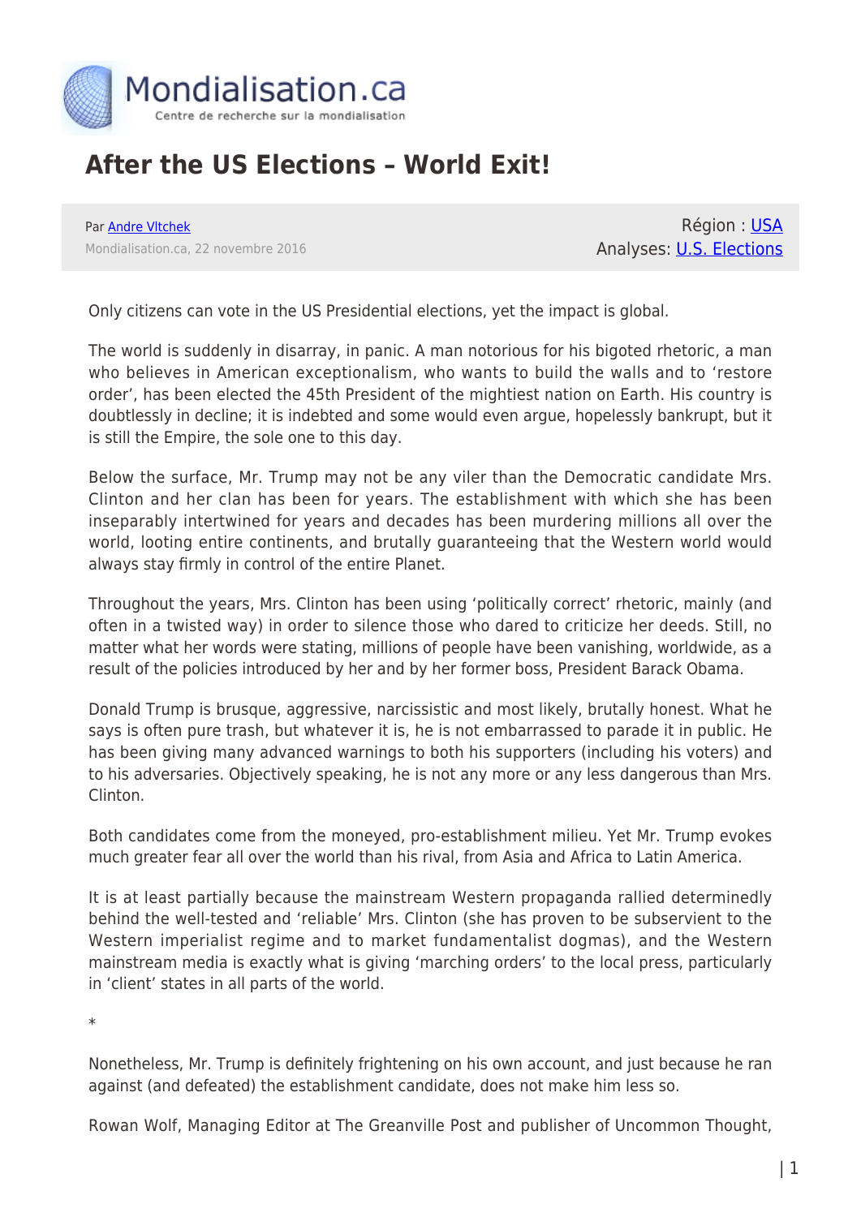# After the US Elections – World Exit!

Par Andre Vltchek
Mondialisation.ca, 22 novembre 2016

Région : USA
Analyses: U.S. Elections

Only citizens can vote in the US Presidential elections, yet the impact is global.

The world is suddenly in disarray, in panic. A man notorious for his bigoted rhetoric, a man who believes in American exceptionalism, who wants to build the walls and to 'restore order', has been elected the 45th President of the mightiest nation on Earth. His country is doubtlessly in decline; it is indebted and some would even argue, hopelessly bankrupt, but it is still the Empire, the sole one to this day.

Below the surface, Mr. Trump may not be any viler than the Democratic candidate Mrs. Clinton and her clan has been for years. The establishment with which she has been inseparably intertwined for years and decades has been murdering millions all over the world, looting entire continents, and brutally guaranteeing that the Western world would always stay firmly in control of the entire Planet.

Throughout the years, Mrs. Clinton has been using 'politically correct' rhetoric, mainly (and often in a twisted way) in order to silence those who dared to criticize her deeds. Still, no matter what her words were stating, millions of people have been vanishing, worldwide, as a result of the policies introduced by her and by her former boss, President Barack Obama.

Donald Trump is brusque, aggressive, narcissistic and most likely, brutally honest. What he says is often pure trash, but whatever it is, he is not embarrassed to parade it in public. He has been giving many advanced warnings to both his supporters (including his voters) and to his adversaries. Objectively speaking, he is not any more or any less dangerous than Mrs. Clinton.

Both candidates come from the moneyed, pro-establishment milieu. Yet Mr. Trump evokes much greater fear all over the world than his rival, from Asia and Africa to Latin America.

It is at least partially because the mainstream Western propaganda rallied determinedly behind the well-tested and 'reliable' Mrs. Clinton (she has proven to be subservient to the Western imperialist regime and to market fundamentalist dogmas), and the Western mainstream media is exactly what is giving 'marching orders' to the local press, particularly in 'client' states in all parts of the world.

*

Nonetheless, Mr. Trump is definitely frightening on his own account, and just because he ran against (and defeated) the establishment candidate, does not make him less so.

Rowan Wolf, Managing Editor at The Greanville Post and publisher of Uncommon Thought,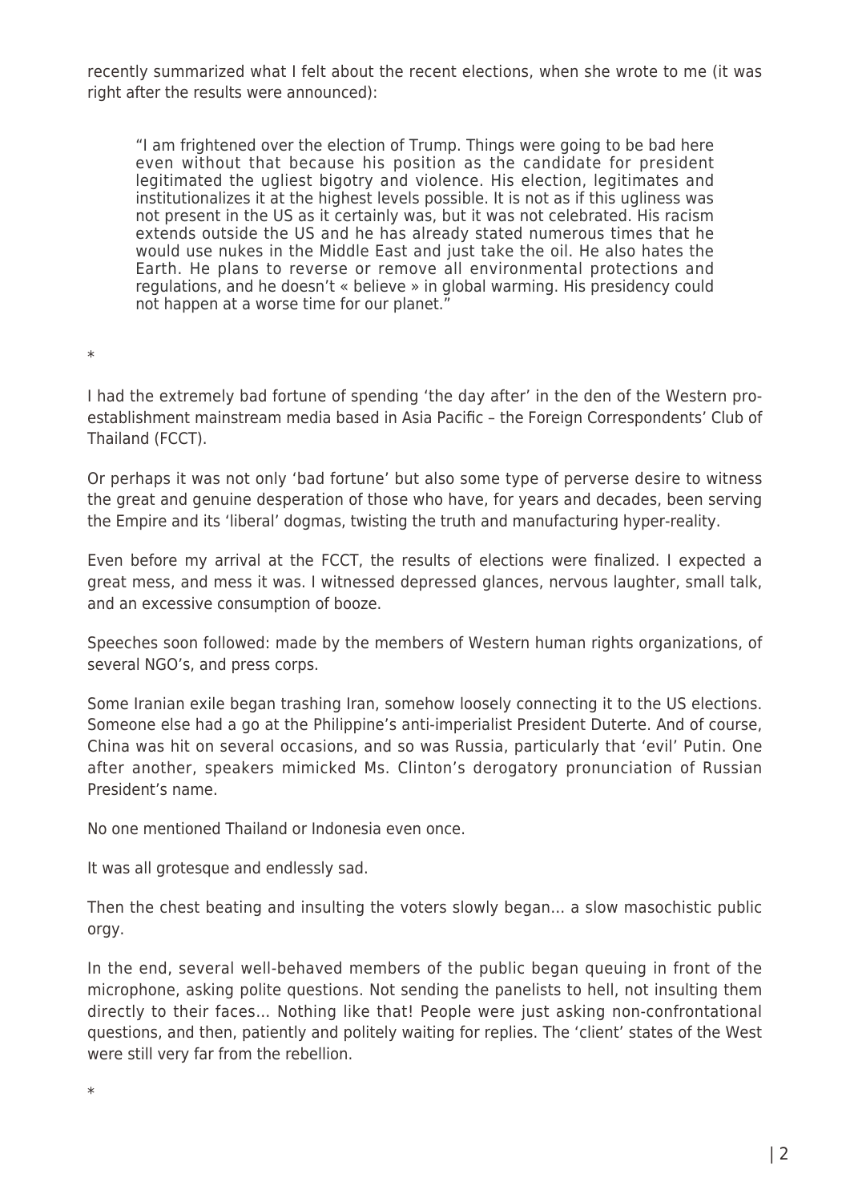recently summarized what I felt about the recent elections, when she wrote to me (it was right after the results were announced):

> "I am frightened over the election of Trump. Things were going to be bad here even without that because his position as the candidate for president legitimated the ugliest bigotry and violence. His election, legitimates and institutionalizes it at the highest levels possible. It is not as if this ugliness was not present in the US as it certainly was, but it was not celebrated. His racism extends outside the US and he has already stated numerous times that he would use nukes in the Middle East and just take the oil. He also hates the Earth. He plans to reverse or remove all environmental protections and regulations, and he doesn't « believe » in global warming. His presidency could not happen at a worse time for our planet."

*

I had the extremely bad fortune of spending 'the day after' in the den of the Western pro-establishment mainstream media based in Asia Pacific – the Foreign Correspondents' Club of Thailand (FCCT).

Or perhaps it was not only 'bad fortune' but also some type of perverse desire to witness the great and genuine desperation of those who have, for years and decades, been serving the Empire and its 'liberal' dogmas, twisting the truth and manufacturing hyper-reality.

Even before my arrival at the FCCT, the results of elections were finalized. I expected a great mess, and mess it was. I witnessed depressed glances, nervous laughter, small talk, and an excessive consumption of booze.

Speeches soon followed: made by the members of Western human rights organizations, of several NGO's, and press corps.

Some Iranian exile began trashing Iran, somehow loosely connecting it to the US elections. Someone else had a go at the Philippine's anti-imperialist President Duterte. And of course, China was hit on several occasions, and so was Russia, particularly that 'evil' Putin. One after another, speakers mimicked Ms. Clinton's derogatory pronunciation of Russian President's name.

No one mentioned Thailand or Indonesia even once.

It was all grotesque and endlessly sad.

Then the chest beating and insulting the voters slowly began… a slow masochistic public orgy.

In the end, several well-behaved members of the public began queuing in front of the microphone, asking polite questions. Not sending the panelists to hell, not insulting them directly to their faces… Nothing like that! People were just asking non-confrontational questions, and then, patiently and politely waiting for replies. The 'client' states of the West were still very far from the rebellion.

*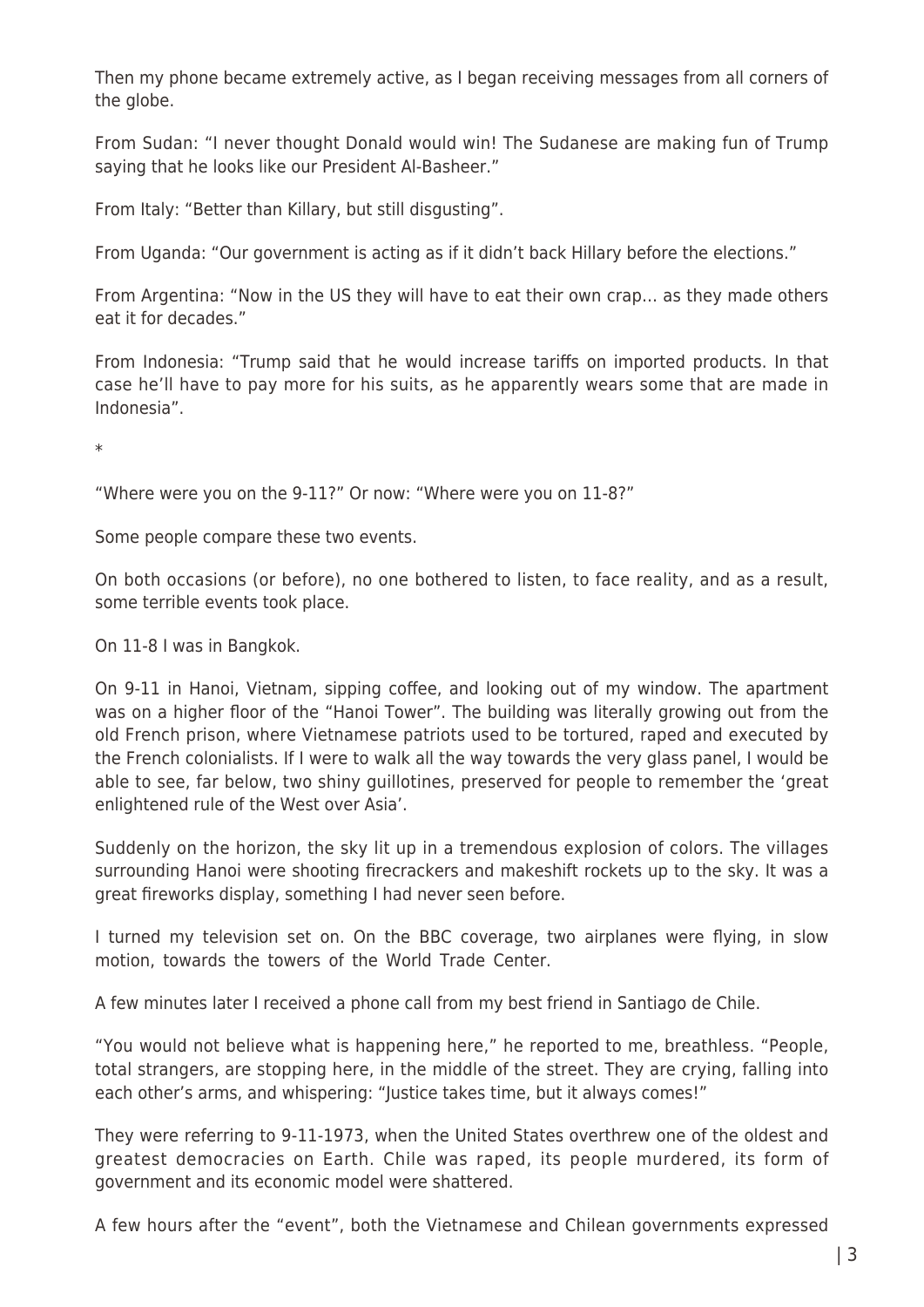Then my phone became extremely active, as I began receiving messages from all corners of the globe.

From Sudan: "I never thought Donald would win! The Sudanese are making fun of Trump saying that he looks like our President Al-Basheer."

From Italy: "Better than Killary, but still disgusting".

From Uganda: "Our government is acting as if it didn't back Hillary before the elections."

From Argentina: "Now in the US they will have to eat their own crap… as they made others eat it for decades."

From Indonesia: "Trump said that he would increase tariffs on imported products. In that case he'll have to pay more for his suits, as he apparently wears some that are made in Indonesia".

*

"Where were you on the 9-11?" Or now: "Where were you on 11-8?"

Some people compare these two events.

On both occasions (or before), no one bothered to listen, to face reality, and as a result, some terrible events took place.

On 11-8 I was in Bangkok.

On 9-11 in Hanoi, Vietnam, sipping coffee, and looking out of my window. The apartment was on a higher floor of the "Hanoi Tower". The building was literally growing out from the old French prison, where Vietnamese patriots used to be tortured, raped and executed by the French colonialists. If I were to walk all the way towards the very glass panel, I would be able to see, far below, two shiny guillotines, preserved for people to remember the 'great enlightened rule of the West over Asia'.

Suddenly on the horizon, the sky lit up in a tremendous explosion of colors. The villages surrounding Hanoi were shooting firecrackers and makeshift rockets up to the sky. It was a great fireworks display, something I had never seen before.

I turned my television set on. On the BBC coverage, two airplanes were flying, in slow motion, towards the towers of the World Trade Center.

A few minutes later I received a phone call from my best friend in Santiago de Chile.

"You would not believe what is happening here," he reported to me, breathless. "People, total strangers, are stopping here, in the middle of the street. They are crying, falling into each other's arms, and whispering: "Justice takes time, but it always comes!"

They were referring to 9-11-1973, when the United States overthrew one of the oldest and greatest democracies on Earth. Chile was raped, its people murdered, its form of government and its economic model were shattered.

A few hours after the "event", both the Vietnamese and Chilean governments expressed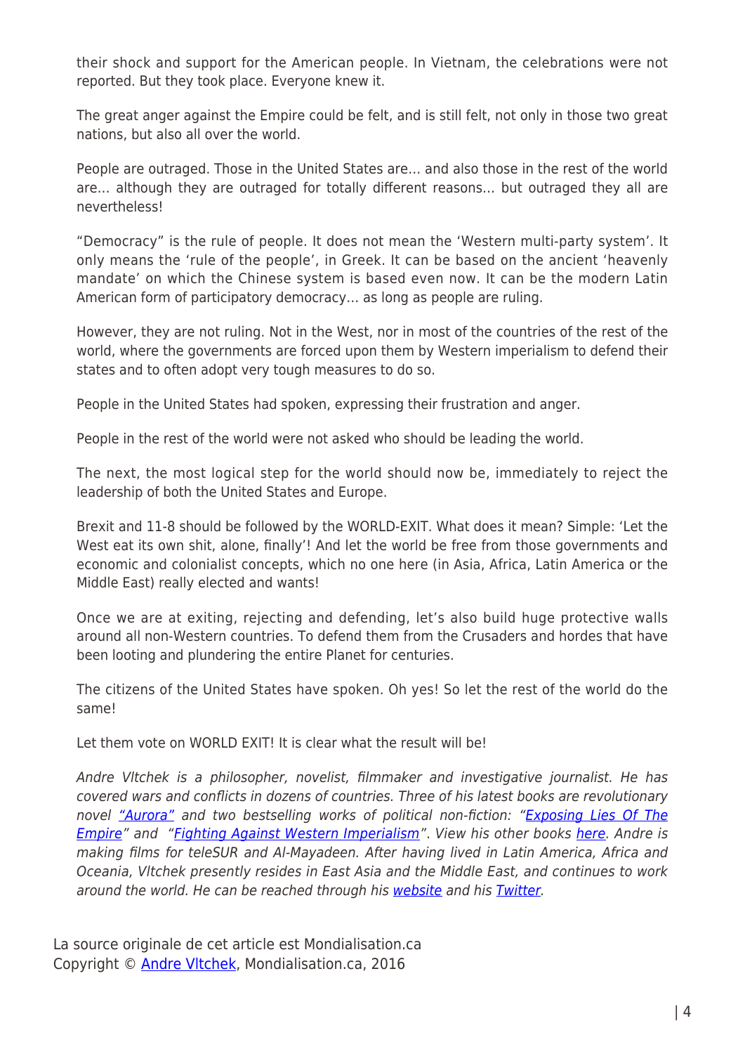their shock and support for the American people. In Vietnam, the celebrations were not reported. But they took place. Everyone knew it.

The great anger against the Empire could be felt, and is still felt, not only in those two great nations, but also all over the world.

People are outraged. Those in the United States are… and also those in the rest of the world are… although they are outraged for totally different reasons… but outraged they all are nevertheless!

"Democracy" is the rule of people. It does not mean the 'Western multi-party system'. It only means the 'rule of the people', in Greek. It can be based on the ancient 'heavenly mandate' on which the Chinese system is based even now. It can be the modern Latin American form of participatory democracy… as long as people are ruling.

However, they are not ruling. Not in the West, nor in most of the countries of the rest of the world, where the governments are forced upon them by Western imperialism to defend their states and to often adopt very tough measures to do so.

People in the United States had spoken, expressing their frustration and anger.

People in the rest of the world were not asked who should be leading the world.

The next, the most logical step for the world should now be, immediately to reject the leadership of both the United States and Europe.

Brexit and 11-8 should be followed by the WORLD-EXIT. What does it mean? Simple: 'Let the West eat its own shit, alone, finally'! And let the world be free from those governments and economic and colonialist concepts, which no one here (in Asia, Africa, Latin America or the Middle East) really elected and wants!

Once we are at exiting, rejecting and defending, let's also build huge protective walls around all non-Western countries. To defend them from the Crusaders and hordes that have been looting and plundering the entire Planet for centuries.

The citizens of the United States have spoken. Oh yes! So let the rest of the world do the same!

Let them vote on WORLD EXIT! It is clear what the result will be!

*Andre Vltchek is a philosopher, novelist, filmmaker and investigative journalist. He has covered wars and conflicts in dozens of countries. Three of his latest books are revolutionary novel "Aurora" and two bestselling works of political non-fiction: "Exposing Lies Of The Empire" and "Fighting Against Western Imperialism". View his other books here. Andre is making films for teleSUR and Al-Mayadeen. After having lived in Latin America, Africa and Oceania, Vltchek presently resides in East Asia and the Middle East, and continues to work around the world. He can be reached through his website and his Twitter.*

La source originale de cet article est Mondialisation.ca
Copyright © Andre Vltchek, Mondialisation.ca, 2016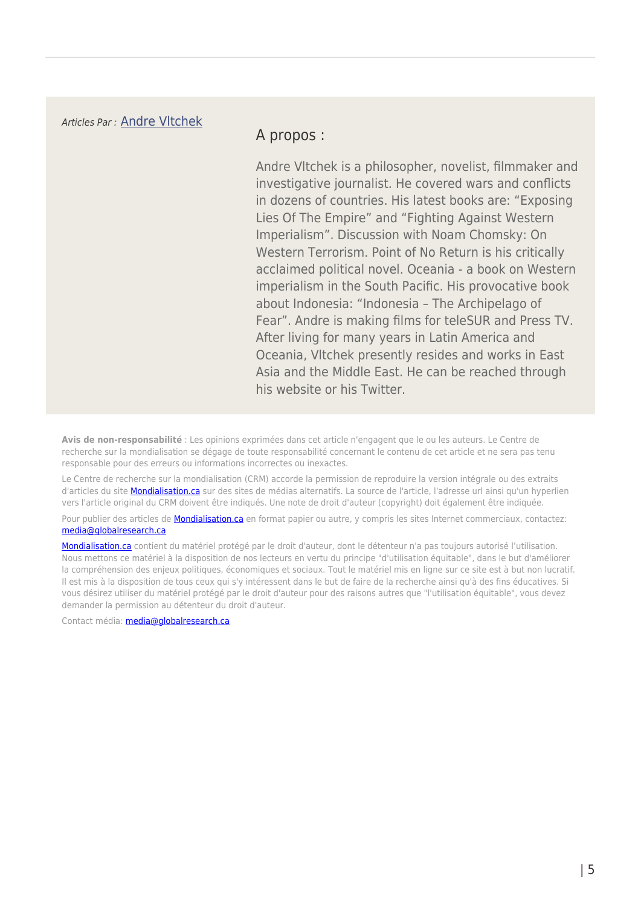*Articles Par :* Andre Vltchek

## A propos :

Andre Vltchek is a philosopher, novelist, filmmaker and investigative journalist. He covered wars and conflicts in dozens of countries. His latest books are: "Exposing Lies Of The Empire" and "Fighting Against Western Imperialism". Discussion with Noam Chomsky: On Western Terrorism. Point of No Return is his critically acclaimed political novel. Oceania - a book on Western imperialism in the South Pacific. His provocative book about Indonesia: "Indonesia – The Archipelago of Fear". Andre is making films for teleSUR and Press TV. After living for many years in Latin America and Oceania, Vltchek presently resides and works in East Asia and the Middle East. He can be reached through his website or his Twitter.

**Avis de non-responsabilité** : Les opinions exprimées dans cet article n'engagent que le ou les auteurs. Le Centre de recherche sur la mondialisation se dégage de toute responsabilité concernant le contenu de cet article et ne sera pas tenu responsable pour des erreurs ou informations incorrectes ou inexactes.

Le Centre de recherche sur la mondialisation (CRM) accorde la permission de reproduire la version intégrale ou des extraits d'articles du site Mondialisation.ca sur des sites de médias alternatifs. La source de l'article, l'adresse url ainsi qu'un hyperlien vers l'article original du CRM doivent être indiqués. Une note de droit d'auteur (copyright) doit également être indiquée.

Pour publier des articles de Mondialisation.ca en format papier ou autre, y compris les sites Internet commerciaux, contactez: media@globalresearch.ca

Mondialisation.ca contient du matériel protégé par le droit d'auteur, dont le détenteur n'a pas toujours autorisé l'utilisation. Nous mettons ce matériel à la disposition de nos lecteurs en vertu du principe "d'utilisation équitable", dans le but d'améliorer la compréhension des enjeux politiques, économiques et sociaux. Tout le matériel mis en ligne sur ce site est à but non lucratif. Il est mis à la disposition de tous ceux qui s'y intéressent dans le but de faire de la recherche ainsi qu'à des fins éducatives. Si vous désirez utiliser du matériel protégé par le droit d'auteur pour des raisons autres que "l'utilisation équitable", vous devez demander la permission au détenteur du droit d'auteur.

Contact média: media@globalresearch.ca